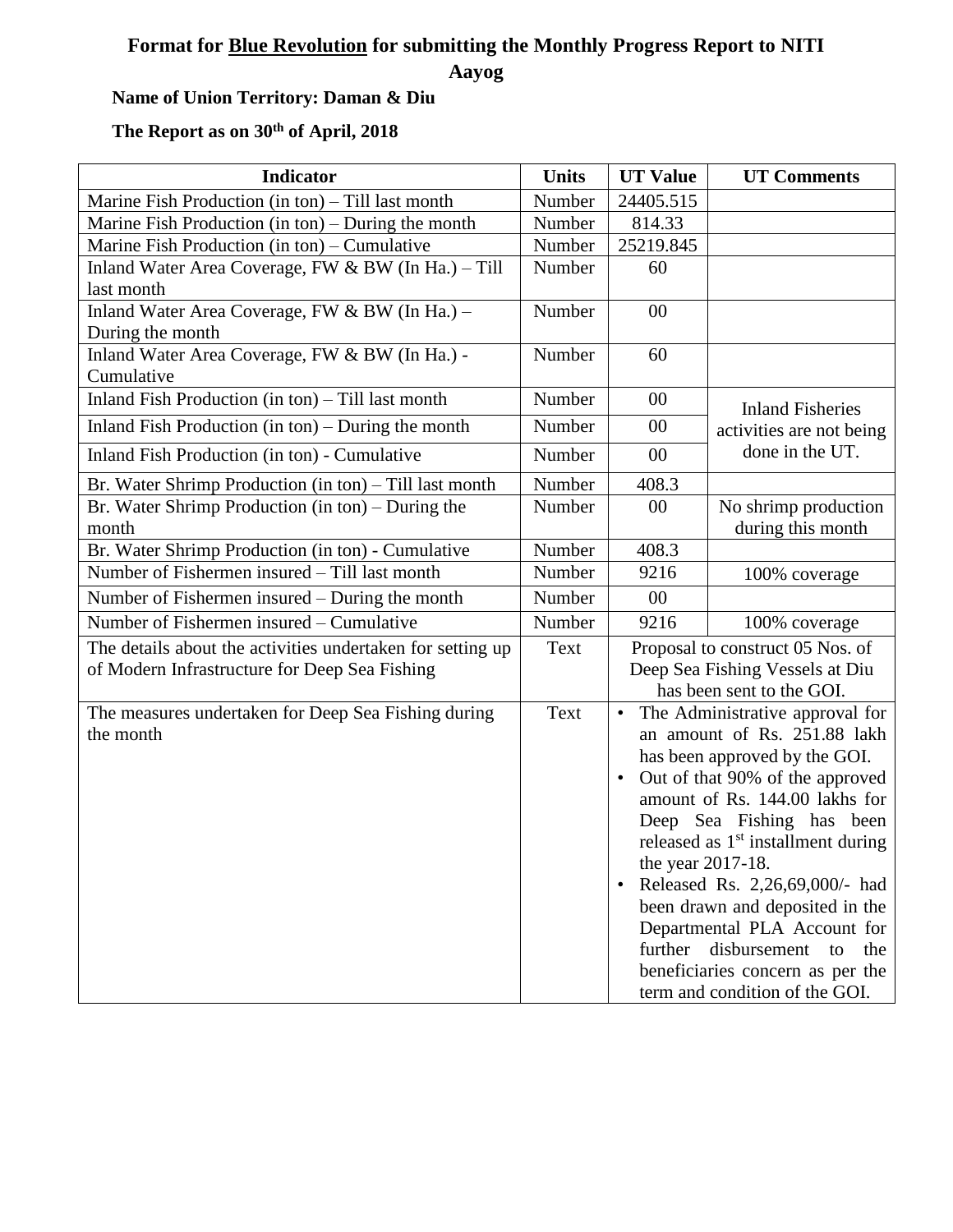# Format for Blue Revolution for submitting the Monthly Progress Report to NITI Aayog

**Name of Union Territory: Daman & Diu**

**The Report as on 30th of April, 2018**

| Indicator | Units | UT Value | UT Comments |
|---|---|---|---|
| Marine Fish Production (in ton) – Till last month | Number | 24405.515 | |
| Marine Fish Production (in ton) – During the month | Number | 814.33 | |
| Marine Fish Production (in ton) – Cumulative | Number | 25219.845 | |
| Inland Water Area Coverage, FW & BW (In Ha.) – Till last month | Number | 60 | |
| Inland Water Area Coverage, FW & BW (In Ha.) – During the month | Number | 00 | |
| Inland Water Area Coverage, FW & BW (In Ha.) - Cumulative | Number | 60 | |
| Inland Fish Production (in ton) – Till last month | Number | 00 | Inland Fisheries activities are not being done in the UT. |
| Inland Fish Production (in ton) – During the month | Number | 00 | |
| Inland Fish Production (in ton) - Cumulative | Number | 00 | |
| Br. Water Shrimp Production (in ton) – Till last month | Number | 408.3 | |
| Br. Water Shrimp Production (in ton) – During the month | Number | 00 | No shrimp production during this month |
| Br. Water Shrimp Production (in ton) - Cumulative | Number | 408.3 | |
| Number of Fishermen insured – Till last month | Number | 9216 | 100% coverage |
| Number of Fishermen insured – During the month | Number | 00 | |
| Number of Fishermen insured – Cumulative | Number | 9216 | 100% coverage |
| The details about the activities undertaken for setting up of Modern Infrastructure for Deep Sea Fishing | Text | Proposal to construct 05 Nos. of Deep Sea Fishing Vessels at Diu has been sent to the GOI. | |
| The measures undertaken for Deep Sea Fishing during the month | Text | • The Administrative approval for an amount of Rs. 251.88 lakh has been approved by the GOI.<br>• Out of that 90% of the approved amount of Rs. 144.00 lakhs for Deep Sea Fishing has been released as 1st installment during the year 2017-18.<br>• Released Rs. 2,26,69,000/- had been drawn and deposited in the Departmental PLA Account for further disbursement to the beneficiaries concern as per the term and condition of the GOI. | |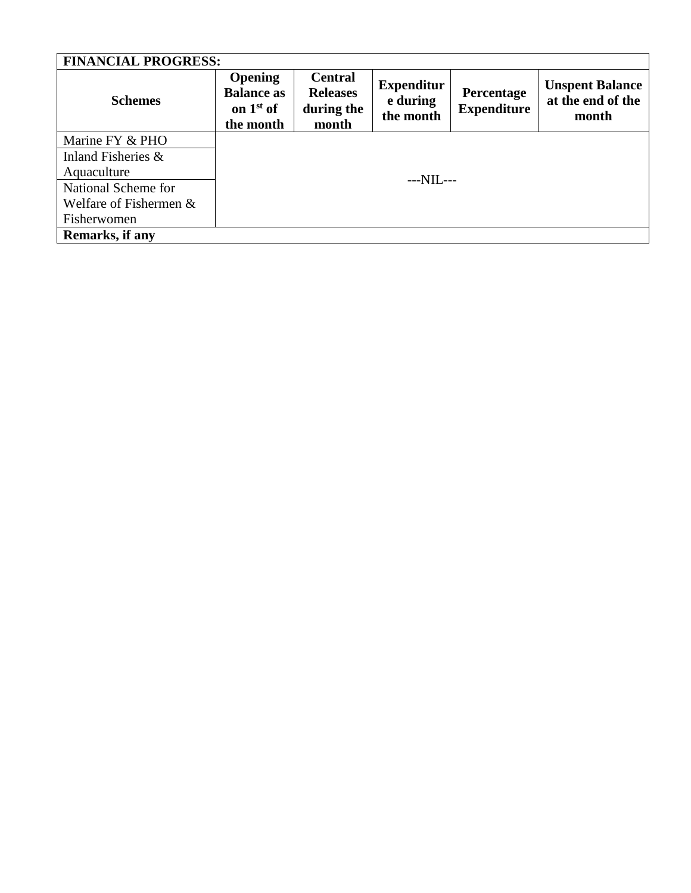| FINANCIAL PROGRESS: | | | | | |
|---|---|---|---|---|---|
| **Schemes** | **Opening Balance as on 1st of the month** | **Central Releases during the month** | **Expenditure during the month** | **Percentage Expenditure** | **Unspent Balance at the end of the month** |
| Marine FY & PHO | ---NIL--- | | | | |
| Inland Fisheries & Aquaculture | | | | | |
| National Scheme for Welfare of Fishermen & Fisherwomen | | | | | |
| **Remarks, if any** | | | | | |